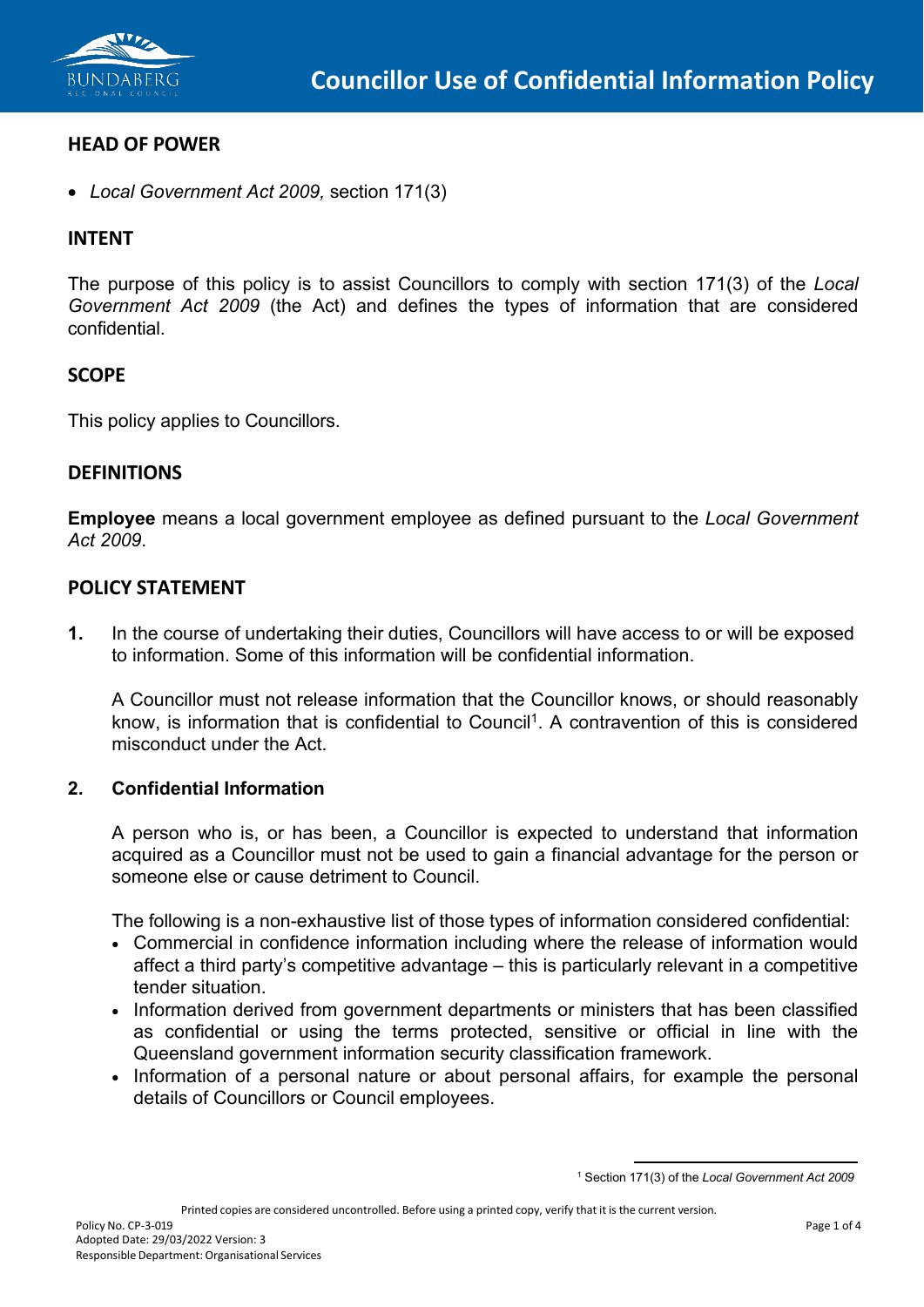# Councillor Use of Confidential Information Policy

## HEAD OF POWER

- *Local Government Act 2009,* section 171(3)

## INTENT

The purpose of this policy is to assist Councillors to comply with section 171(3) of the *Local Government Act 2009* (the Act) and defines the types of information that are considered confidential.

## SCOPE

This policy applies to Councillors.

## DEFINITIONS

**Employee** means a local government employee as defined pursuant to the *Local Government Act 2009*.

## POLICY STATEMENT

**1.** In the course of undertaking their duties, Councillors will have access to or will be exposed to information. Some of this information will be confidential information.

A Councillor must not release information that the Councillor knows, or should reasonably know, is information that is confidential to Council[1]. A contravention of this is considered misconduct under the Act.

**2. Confidential Information**

A person who is, or has been, a Councillor is expected to understand that information acquired as a Councillor must not be used to gain a financial advantage for the person or someone else or cause detriment to Council.

The following is a non-exhaustive list of those types of information considered confidential:

- Commercial in confidence information including where the release of information would affect a third party's competitive advantage – this is particularly relevant in a competitive tender situation.
- Information derived from government departments or ministers that has been classified as confidential or using the terms protected, sensitive or official in line with the Queensland government information security classification framework.
- Information of a personal nature or about personal affairs, for example the personal details of Councillors or Council employees.

[1] Section 171(3) of the *Local Government Act 2009*

Printed copies are considered uncontrolled. Before using a printed copy, verify that it is the current version.

Policy No. CP-3-019
Adopted Date: 29/03/2022 Version: 3
Responsible Department: Organisational Services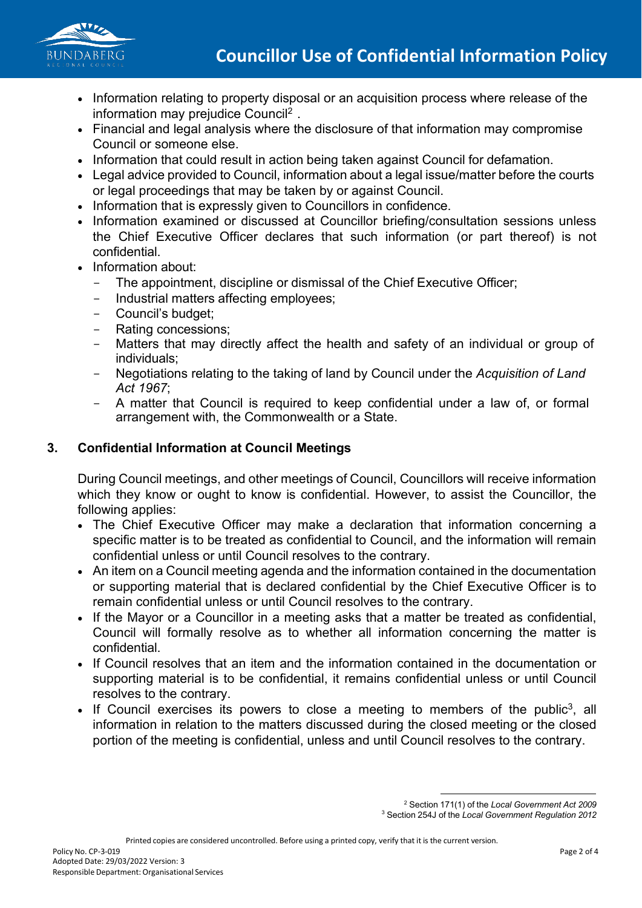- Information relating to property disposal or an acquisition process where release of the information may prejudice Council[2] .
- Financial and legal analysis where the disclosure of that information may compromise Council or someone else.
- Information that could result in action being taken against Council for defamation.
- Legal advice provided to Council, information about a legal issue/matter before the courts or legal proceedings that may be taken by or against Council.
- Information that is expressly given to Councillors in confidence.
- Information examined or discussed at Councillor briefing/consultation sessions unless the Chief Executive Officer declares that such information (or part thereof) is not confidential.
- Information about:
  - The appointment, discipline or dismissal of the Chief Executive Officer;
  - Industrial matters affecting employees;
  - Council's budget;
  - Rating concessions;
  - Matters that may directly affect the health and safety of an individual or group of individuals;
  - Negotiations relating to the taking of land by Council under the *Acquisition of Land Act 1967*;
  - A matter that Council is required to keep confidential under a law of, or formal arrangement with, the Commonwealth or a State.

## 3. Confidential Information at Council Meetings

During Council meetings, and other meetings of Council, Councillors will receive information which they know or ought to know is confidential. However, to assist the Councillor, the following applies:

- The Chief Executive Officer may make a declaration that information concerning a specific matter is to be treated as confidential to Council, and the information will remain confidential unless or until Council resolves to the contrary.
- An item on a Council meeting agenda and the information contained in the documentation or supporting material that is declared confidential by the Chief Executive Officer is to remain confidential unless or until Council resolves to the contrary.
- If the Mayor or a Councillor in a meeting asks that a matter be treated as confidential, Council will formally resolve as to whether all information concerning the matter is confidential.
- If Council resolves that an item and the information contained in the documentation or supporting material is to be confidential, it remains confidential unless or until Council resolves to the contrary.
- If Council exercises its powers to close a meeting to members of the public[3], all information in relation to the matters discussed during the closed meeting or the closed portion of the meeting is confidential, unless and until Council resolves to the contrary.

---

[2] Section 171(1) of the *Local Government Act 2009*
[3] Section 254J of the *Local Government Regulation 2012*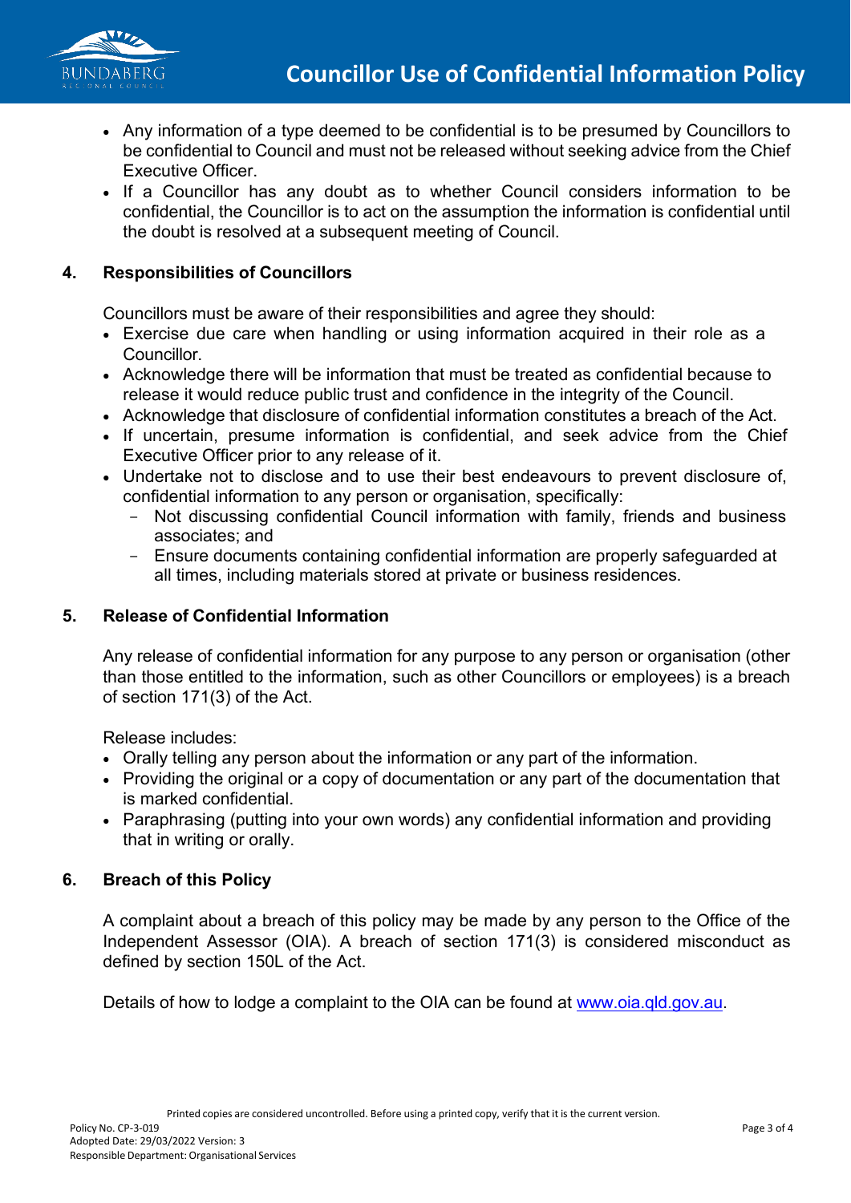- Any information of a type deemed to be confidential is to be presumed by Councillors to be confidential to Council and must not be released without seeking advice from the Chief Executive Officer.
- If a Councillor has any doubt as to whether Council considers information to be confidential, the Councillor is to act on the assumption the information is confidential until the doubt is resolved at a subsequent meeting of Council.

## 4. Responsibilities of Councillors

Councillors must be aware of their responsibilities and agree they should:

- Exercise due care when handling or using information acquired in their role as a Councillor.
- Acknowledge there will be information that must be treated as confidential because to release it would reduce public trust and confidence in the integrity of the Council.
- Acknowledge that disclosure of confidential information constitutes a breach of the Act.
- If uncertain, presume information is confidential, and seek advice from the Chief Executive Officer prior to any release of it.
- Undertake not to disclose and to use their best endeavours to prevent disclosure of, confidential information to any person or organisation, specifically:
  - Not discussing confidential Council information with family, friends and business associates; and
  - Ensure documents containing confidential information are properly safeguarded at all times, including materials stored at private or business residences.

## 5. Release of Confidential Information

Any release of confidential information for any purpose to any person or organisation (other than those entitled to the information, such as other Councillors or employees) is a breach of section 171(3) of the Act.

Release includes:

- Orally telling any person about the information or any part of the information.
- Providing the original or a copy of documentation or any part of the documentation that is marked confidential.
- Paraphrasing (putting into your own words) any confidential information and providing that in writing or orally.

## 6. Breach of this Policy

A complaint about a breach of this policy may be made by any person to the Office of the Independent Assessor (OIA). A breach of section 171(3) is considered misconduct as defined by section 150L of the Act.

Details of how to lodge a complaint to the OIA can be found at [www.oia.qld.gov.au](http://www.oia.qld.gov.au).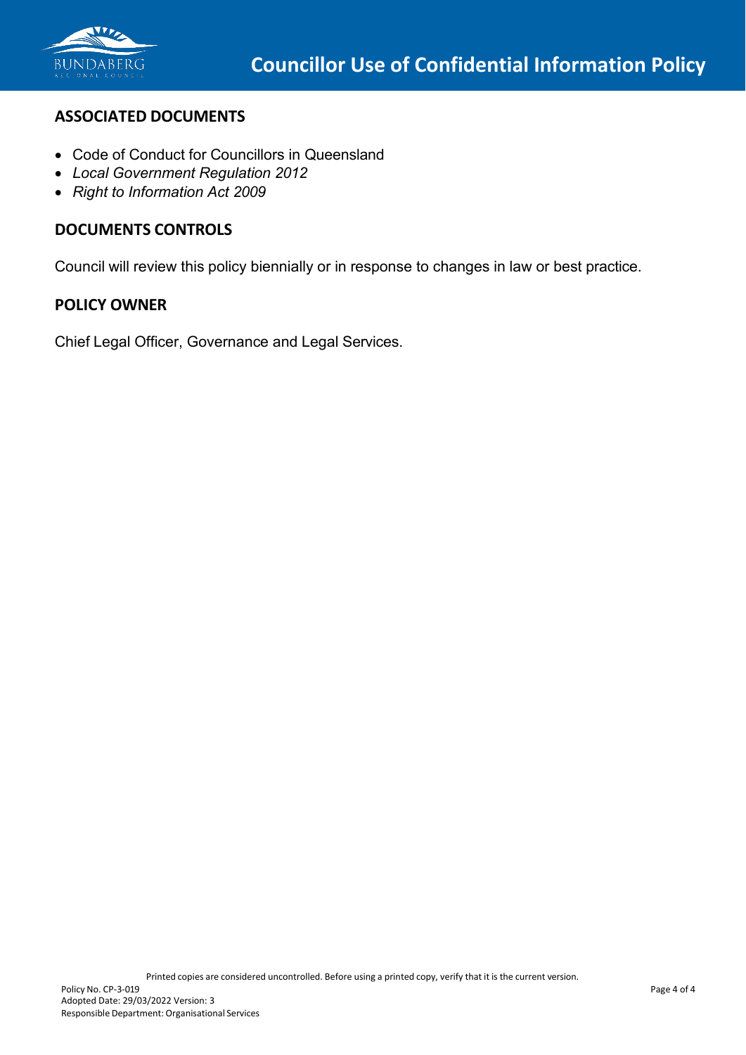## ASSOCIATED DOCUMENTS

- Code of Conduct for Councillors in Queensland
- *Local Government Regulation 2012*
- *Right to Information Act 2009*

## DOCUMENTS CONTROLS

Council will review this policy biennially or in response to changes in law or best practice.

## POLICY OWNER

Chief Legal Officer, Governance and Legal Services.